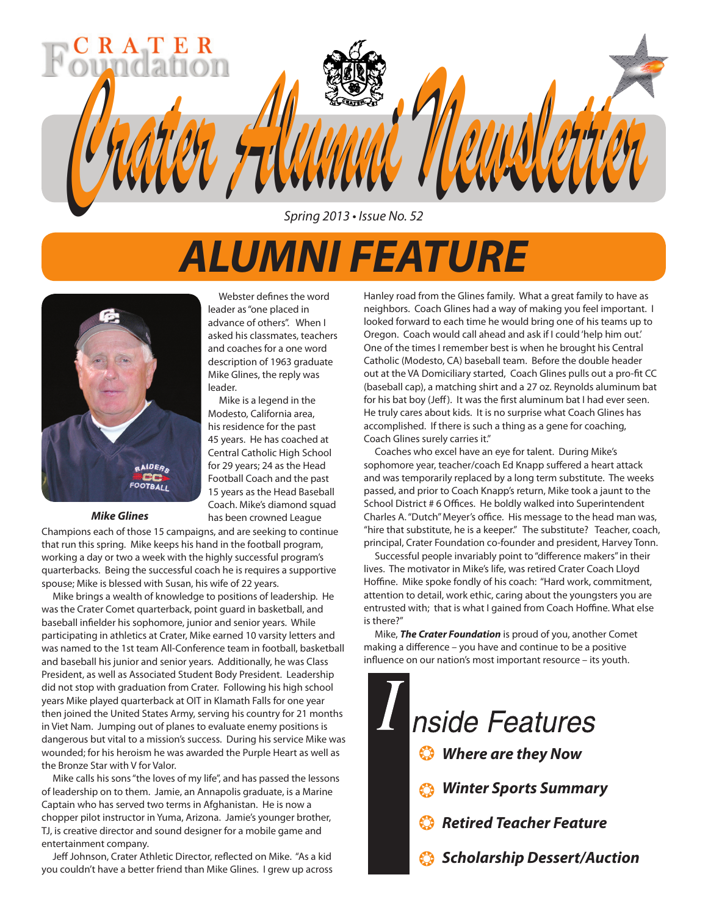CRATER Foundation

# Crater Alumni Newsletter

*Spring 2013 • Issue No. 52*

## ALUMNI FEATURE

***Mike Glines***

Webster defines the word leader as "one placed in advance of others". When I asked his classmates, teachers and coaches for a one word description of 1963 graduate Mike Glines, the reply was leader.

Mike is a legend in the Modesto, California area, his residence for the past 45 years. He has coached at Central Catholic High School for 29 years; 24 as the Head Football Coach and the past 15 years as the Head Baseball Coach. Mike's diamond squad has been crowned League Champions each of those 15 campaigns, and are seeking to continue that run this spring. Mike keeps his hand in the football program, working a day or two a week with the highly successful program's quarterbacks. Being the successful coach he is requires a supportive spouse; Mike is blessed with Susan, his wife of 22 years.

Mike brings a wealth of knowledge to positions of leadership. He was the Crater Comet quarterback, point guard in basketball, and baseball infielder his sophomore, junior and senior years. While participating in athletics at Crater, Mike earned 10 varsity letters and was named to the 1st team All-Conference team in football, basketball and baseball his junior and senior years. Additionally, he was Class President, as well as Associated Student Body President. Leadership did not stop with graduation from Crater. Following his high school years Mike played quarterback at OIT in Klamath Falls for one year then joined the United States Army, serving his country for 21 months in Viet Nam. Jumping out of planes to evaluate enemy positions is dangerous but vital to a mission's success. During his service Mike was wounded; for his heroism he was awarded the Purple Heart as well as the Bronze Star with V for Valor.

Mike calls his sons "the loves of my life", and has passed the lessons of leadership on to them. Jamie, an Annapolis graduate, is a Marine Captain who has served two terms in Afghanistan. He is now a chopper pilot instructor in Yuma, Arizona. Jamie's younger brother, TJ, is creative director and sound designer for a mobile game and entertainment company.

Jeff Johnson, Crater Athletic Director, reflected on Mike. "As a kid you couldn't have a better friend than Mike Glines. I grew up across Hanley road from the Glines family. What a great family to have as neighbors. Coach Glines had a way of making you feel important. I looked forward to each time he would bring one of his teams up to Oregon. Coach would call ahead and ask if I could 'help him out.' One of the times I remember best is when he brought his Central Catholic (Modesto, CA) baseball team. Before the double header out at the VA Domiciliary started, Coach Glines pulls out a pro-fit CC (baseball cap), a matching shirt and a 27 oz. Reynolds aluminum bat for his bat boy (Jeff). It was the first aluminum bat I had ever seen. He truly cares about kids. It is no surprise what Coach Glines has accomplished. If there is such a thing as a gene for coaching, Coach Glines surely carries it."

Coaches who excel have an eye for talent. During Mike's sophomore year, teacher/coach Ed Knapp suffered a heart attack and was temporarily replaced by a long term substitute. The weeks passed, and prior to Coach Knapp's return, Mike took a jaunt to the School District # 6 Offices. He boldly walked into Superintendent Charles A. "Dutch" Meyer's office. His message to the head man was, "hire that substitute, he is a keeper." The substitute? Teacher, coach, principal, Crater Foundation co-founder and president, Harvey Tonn.

Successful people invariably point to "difference makers" in their lives. The motivator in Mike's life, was retired Crater Coach Lloyd Hoffine. Mike spoke fondly of his coach: "Hard work, commitment, attention to detail, work ethic, caring about the youngsters you are entrusted with; that is what I gained from Coach Hoffine. What else is there?"

Mike, ***The Crater Foundation*** is proud of you, another Comet making a difference – you have and continue to be a positive influence on our nation's most important resource – its youth.

### Inside Features

- ***Where are they Now***
- ***Winter Sports Summary***
- ***Retired Teacher Feature***
- ***Scholarship Dessert/Auction***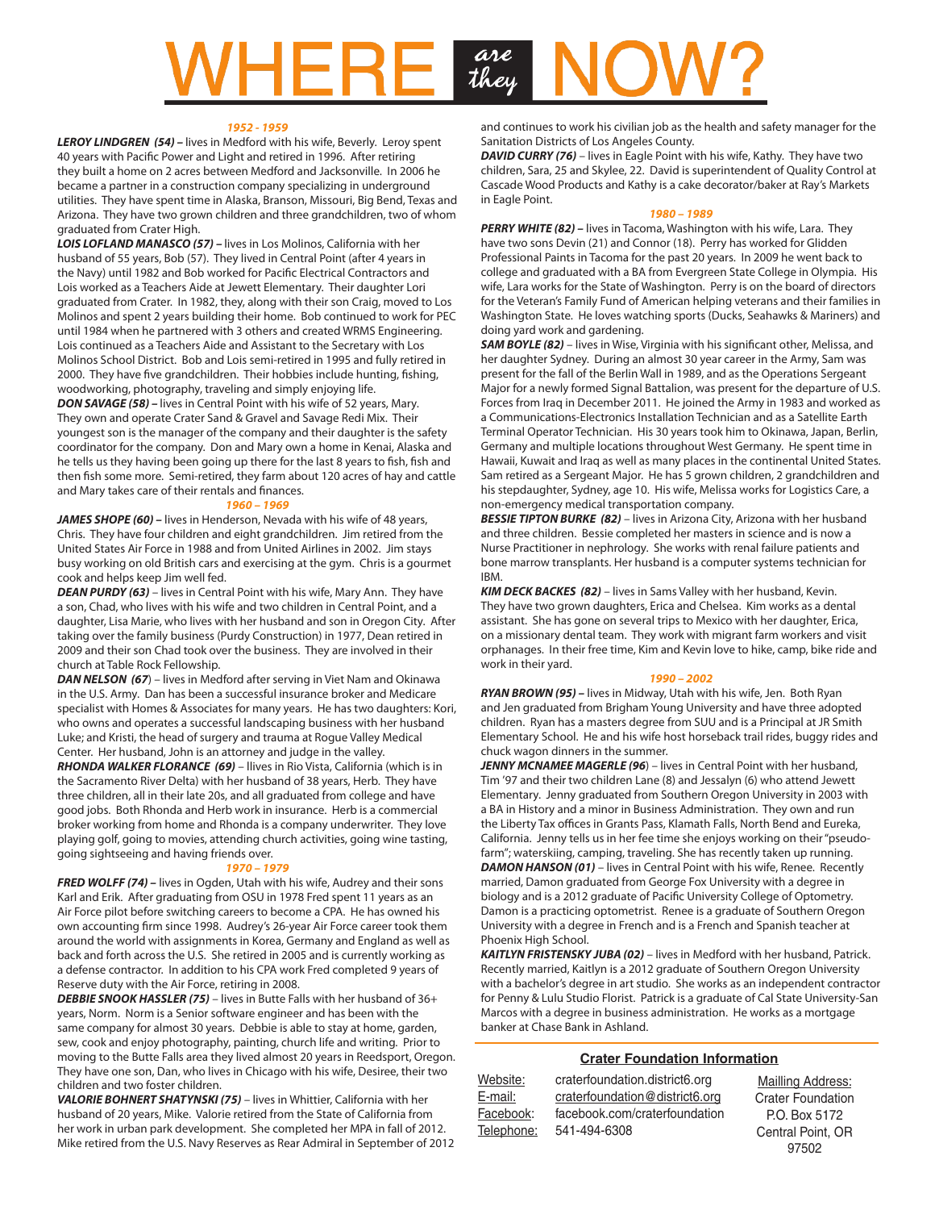// WHERE are they NOW?

### 1952 - 1959

***LEROY LINDGREN (54)* –** lives in Medford with his wife, Beverly. Leroy spent 40 years with Pacific Power and Light and retired in 1996. After retiring they built a home on 2 acres between Medford and Jacksonville. In 2006 he became a partner in a construction company specializing in underground utilities. They have spent time in Alaska, Branson, Missouri, Big Bend, Texas and Arizona. They have two grown children and three grandchildren, two of whom graduated from Crater High.

***LOIS LOFLAND MANASCO (57)* –** lives in Los Molinos, California with her husband of 55 years, Bob (57). They lived in Central Point (after 4 years in the Navy) until 1982 and Bob worked for Pacific Electrical Contractors and Lois worked as a Teachers Aide at Jewett Elementary. Their daughter Lori graduated from Crater. In 1982, they, along with their son Craig, moved to Los Molinos and spent 2 years building their home. Bob continued to work for PEC until 1984 when he partnered with 3 others and created WRMS Engineering. Lois continued as a Teachers Aide and Assistant to the Secretary with Los Molinos School District. Bob and Lois semi-retired in 1995 and fully retired in 2000. They have five grandchildren. Their hobbies include hunting, fishing, woodworking, photography, traveling and simply enjoying life.

***DON SAVAGE (58)* –** lives in Central Point with his wife of 52 years, Mary. They own and operate Crater Sand & Gravel and Savage Redi Mix. Their youngest son is the manager of the company and their daughter is the safety coordinator for the company. Don and Mary own a home in Kenai, Alaska and he tells us they having been going up there for the last 8 years to fish, fish and then fish some more. Semi-retired, they farm about 120 acres of hay and cattle and Mary takes care of their rentals and finances.

### 1960 – 1969

***JAMES SHOPE (60)* –** lives in Henderson, Nevada with his wife of 48 years, Chris. They have four children and eight grandchildren. Jim retired from the United States Air Force in 1988 and from United Airlines in 2002. Jim stays busy working on old British cars and exercising at the gym. Chris is a gourmet cook and helps keep Jim well fed.

***DEAN PURDY (63)*** – lives in Central Point with his wife, Mary Ann. They have a son, Chad, who lives with his wife and two children in Central Point, and a daughter, Lisa Marie, who lives with her husband and son in Oregon City. After taking over the family business (Purdy Construction) in 1977, Dean retired in 2009 and their son Chad took over the business. They are involved in their church at Table Rock Fellowship.

***DAN NELSON (67***) – lives in Medford after serving in Viet Nam and Okinawa in the U.S. Army. Dan has been a successful insurance broker and Medicare specialist with Homes & Associates for many years. He has two daughters: Kori, who owns and operates a successful landscaping business with her husband Luke; and Kristi, the head of surgery and trauma at Rogue Valley Medical Center. Her husband, John is an attorney and judge in the valley.

***RHONDA WALKER FLORANCE (69)*** – llives in Rio Vista, California (which is in the Sacramento River Delta) with her husband of 38 years, Herb. They have three children, all in their late 20s, and all graduated from college and have good jobs. Both Rhonda and Herb work in insurance. Herb is a commercial broker working from home and Rhonda is a company underwriter. They love playing golf, going to movies, attending church activities, going wine tasting, going sightseeing and having friends over.

### 1970 – 1979

***FRED WOLFF (74)* –** lives in Ogden, Utah with his wife, Audrey and their sons Karl and Erik. After graduating from OSU in 1978 Fred spent 11 years as an Air Force pilot before switching careers to become a CPA. He has owned his own accounting firm since 1998. Audrey's 26-year Air Force career took them around the world with assignments in Korea, Germany and England as well as back and forth across the U.S. She retired in 2005 and is currently working as a defense contractor. In addition to his CPA work Fred completed 9 years of Reserve duty with the Air Force, retiring in 2008.

***DEBBIE SNOOK HASSLER (75)*** – lives in Butte Falls with her husband of 36+ years, Norm. Norm is a Senior software engineer and has been with the same company for almost 30 years. Debbie is able to stay at home, garden, sew, cook and enjoy photography, painting, church life and writing. Prior to moving to the Butte Falls area they lived almost 20 years in Reedsport, Oregon. They have one son, Dan, who lives in Chicago with his wife, Desiree, their two children and two foster children.

***VALORIE BOHNERT SHATYNSKI (75)*** – lives in Whittier, California with her husband of 20 years, Mike. Valorie retired from the State of California from her work in urban park development. She completed her MPA in fall of 2012. Mike retired from the U.S. Navy Reserves as Rear Admiral in September of 2012 and continues to work his civilian job as the health and safety manager for the Sanitation Districts of Los Angeles County.

***DAVID CURRY (76)*** – lives in Eagle Point with his wife, Kathy. They have two children, Sara, 25 and Skylee, 22. David is superintendent of Quality Control at Cascade Wood Products and Kathy is a cake decorator/baker at Ray's Markets in Eagle Point.

### 1980 – 1989

***PERRY WHITE (82)* –** lives in Tacoma, Washington with his wife, Lara. They have two sons Devin (21) and Connor (18). Perry has worked for Glidden Professional Paints in Tacoma for the past 20 years. In 2009 he went back to college and graduated with a BA from Evergreen State College in Olympia. His wife, Lara works for the State of Washington. Perry is on the board of directors for the Veteran's Family Fund of American helping veterans and their families in Washington State. He loves watching sports (Ducks, Seahawks & Mariners) and doing yard work and gardening.

***SAM BOYLE (82)*** – lives in Wise, Virginia with his significant other, Melissa, and her daughter Sydney. During an almost 30 year career in the Army, Sam was present for the fall of the Berlin Wall in 1989, and as the Operations Sergeant Major for a newly formed Signal Battalion, was present for the departure of U.S. Forces from Iraq in December 2011. He joined the Army in 1983 and worked as a Communications-Electronics Installation Technician and as a Satellite Earth Terminal Operator Technician. His 30 years took him to Okinawa, Japan, Berlin, Germany and multiple locations throughout West Germany. He spent time in Hawaii, Kuwait and Iraq as well as many places in the continental United States. Sam retired as a Sergeant Major. He has 5 grown children, 2 grandchildren and his stepdaughter, Sydney, age 10. His wife, Melissa works for Logistics Care, a non-emergency medical transportation company.

***BESSIE TIPTON BURKE (82)*** – lives in Arizona City, Arizona with her husband and three children. Bessie completed her masters in science and is now a Nurse Practitioner in nephrology. She works with renal failure patients and bone marrow transplants. Her husband is a computer systems technician for IBM.

***KIM DECK BACKES (82)*** – lives in Sams Valley with her husband, Kevin. They have two grown daughters, Erica and Chelsea. Kim works as a dental assistant. She has gone on several trips to Mexico with her daughter, Erica, on a missionary dental team. They work with migrant farm workers and visit orphanages. In their free time, Kim and Kevin love to hike, camp, bike ride and work in their yard.

### 1990 – 2002

***RYAN BROWN (95)* –** lives in Midway, Utah with his wife, Jen. Both Ryan and Jen graduated from Brigham Young University and have three adopted children. Ryan has a masters degree from SUU and is a Principal at JR Smith Elementary School. He and his wife host horseback trail rides, buggy rides and chuck wagon dinners in the summer.

***JENNY MCNAMEE MAGERLE (96***) – lives in Central Point with her husband, Tim '97 and their two children Lane (8) and Jessalyn (6) who attend Jewett Elementary. Jenny graduated from Southern Oregon University in 2003 with a BA in History and a minor in Business Administration. They own and run the Liberty Tax offices in Grants Pass, Klamath Falls, North Bend and Eureka, California. Jenny tells us in her fee time she enjoys working on their "pseudo-farm"; waterskiing, camping, traveling. She has recently taken up running.

***DAMON HANSON (01)*** – lives in Central Point with his wife, Renee. Recently married, Damon graduated from George Fox University with a degree in biology and is a 2012 graduate of Pacific University College of Optometry. Damon is a practicing optometrist. Renee is a graduate of Southern Oregon University with a degree in French and is a French and Spanish teacher at Phoenix High School.

***KAITLYN FRISTENSKY JUBA (02)*** – lives in Medford with her husband, Patrick. Recently married, Kaitlyn is a 2012 graduate of Southern Oregon University with a bachelor's degree in art studio. She works as an independent contractor for Penny & Lulu Studio Florist. Patrick is a graduate of Cal State University-San Marcos with a degree in business administration. He works as a mortgage banker at Chase Bank in Ashland.

### Crater Foundation Information

| | |
|---|---|
| Website: | craterfoundation.district6.org |
| E-mail: | craterfoundation@district6.org |
| Facebook: | facebook.com/craterfoundation |
| Telephone: | 541-494-6308 |

Mailling Address:
Crater Foundation
P.O. Box 5172
Central Point, OR
97502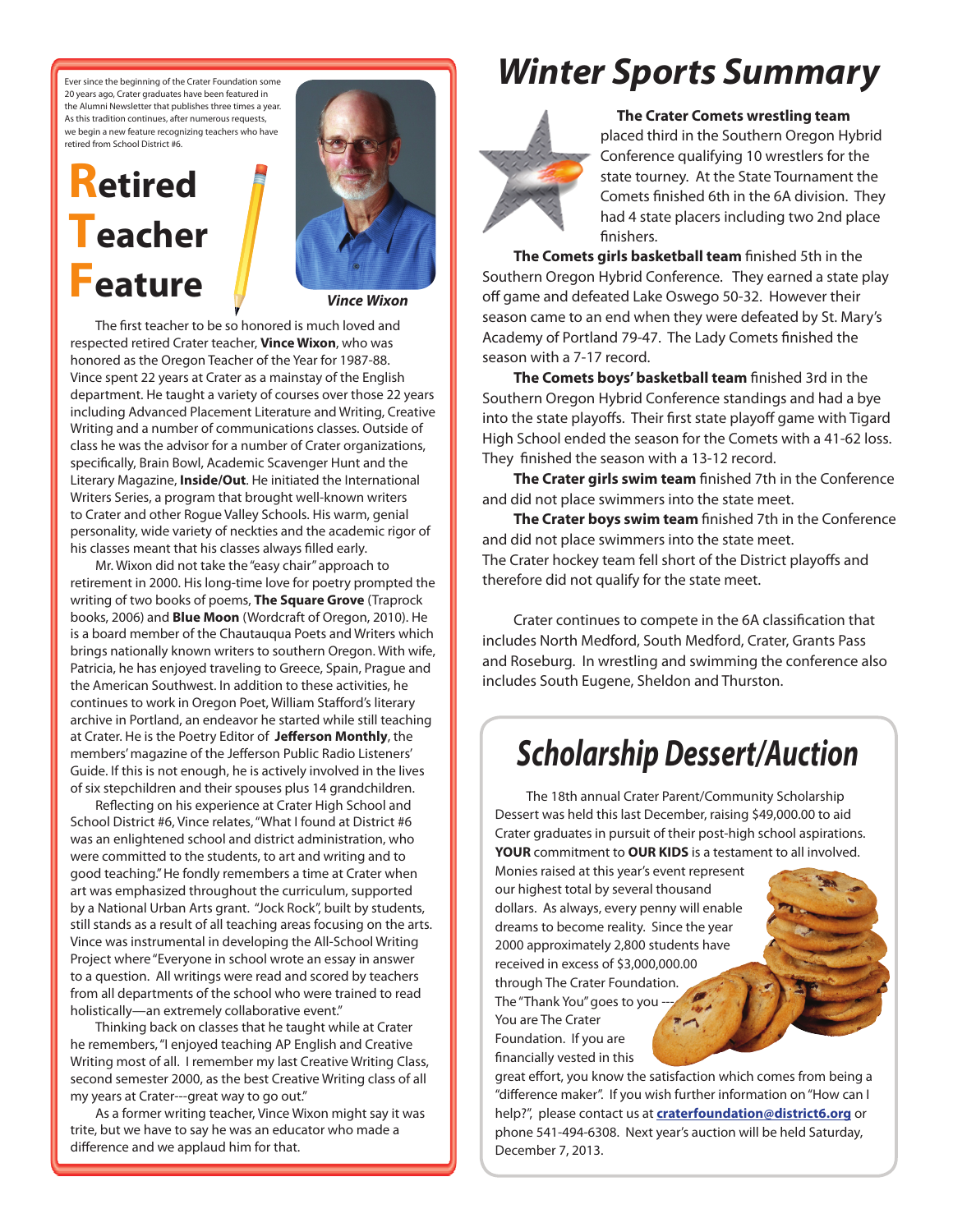Ever since the beginning of the Crater Foundation some 20 years ago, Crater graduates have been featured in the Alumni Newsletter that publishes three times a year. As this tradition continues, after numerous requests, we begin a new feature recognizing teachers who have retired from School District #6.

# Retired Teacher Feature

*Vince Wixon*

The first teacher to be so honored is much loved and respected retired Crater teacher, **Vince Wixon**, who was honored as the Oregon Teacher of the Year for 1987-88. Vince spent 22 years at Crater as a mainstay of the English department. He taught a variety of courses over those 22 years including Advanced Placement Literature and Writing, Creative Writing and a number of communications classes. Outside of class he was the advisor for a number of Crater organizations, specifically, Brain Bowl, Academic Scavenger Hunt and the Literary Magazine, **Inside/Out**. He initiated the International Writers Series, a program that brought well-known writers to Crater and other Rogue Valley Schools. His warm, genial personality, wide variety of neckties and the academic rigor of his classes meant that his classes always filled early.

Mr. Wixon did not take the "easy chair" approach to retirement in 2000. His long-time love for poetry prompted the writing of two books of poems, **The Square Grove** (Traprock books, 2006) and **Blue Moon** (Wordcraft of Oregon, 2010). He is a board member of the Chautauqua Poets and Writers which brings nationally known writers to southern Oregon. With wife, Patricia, he has enjoyed traveling to Greece, Spain, Prague and the American Southwest. In addition to these activities, he continues to work in Oregon Poet, William Stafford's literary archive in Portland, an endeavor he started while still teaching at Crater. He is the Poetry Editor of **Jefferson Monthly**, the members' magazine of the Jefferson Public Radio Listeners' Guide. If this is not enough, he is actively involved in the lives of six stepchildren and their spouses plus 14 grandchildren.

Reflecting on his experience at Crater High School and School District #6, Vince relates, "What I found at District #6 was an enlightened school and district administration, who were committed to the students, to art and writing and to good teaching." He fondly remembers a time at Crater when art was emphasized throughout the curriculum, supported by a National Urban Arts grant. "Jock Rock", built by students, still stands as a result of all teaching areas focusing on the arts. Vince was instrumental in developing the All-School Writing Project where "Everyone in school wrote an essay in answer to a question. All writings were read and scored by teachers from all departments of the school who were trained to read holistically—an extremely collaborative event."

Thinking back on classes that he taught while at Crater he remembers, "I enjoyed teaching AP English and Creative Writing most of all. I remember my last Creative Writing Class, second semester 2000, as the best Creative Writing class of all my years at Crater---great way to go out."

As a former writing teacher, Vince Wixon might say it was trite, but we have to say he was an educator who made a difference and we applaud him for that.

# Winter Sports Summary

**The Crater Comets wrestling team** placed third in the Southern Oregon Hybrid Conference qualifying 10 wrestlers for the state tourney. At the State Tournament the Comets finished 6th in the 6A division. They had 4 state placers including two 2nd place finishers.

**The Comets girls basketball team** finished 5th in the Southern Oregon Hybrid Conference. They earned a state play off game and defeated Lake Oswego 50-32. However their season came to an end when they were defeated by St. Mary's Academy of Portland 79-47. The Lady Comets finished the season with a 7-17 record.

**The Comets boys' basketball team** finished 3rd in the Southern Oregon Hybrid Conference standings and had a bye into the state playoffs. Their first state playoff game with Tigard High School ended the season for the Comets with a 41-62 loss. They finished the season with a 13-12 record.

**The Crater girls swim team** finished 7th in the Conference and did not place swimmers into the state meet.

**The Crater boys swim team** finished 7th in the Conference and did not place swimmers into the state meet.

The Crater hockey team fell short of the District playoffs and therefore did not qualify for the state meet.

Crater continues to compete in the 6A classification that includes North Medford, South Medford, Crater, Grants Pass and Roseburg. In wrestling and swimming the conference also includes South Eugene, Sheldon and Thurston.

# Scholarship Dessert/Auction

The 18th annual Crater Parent/Community Scholarship Dessert was held this last December, raising $49,000.00 to aid Crater graduates in pursuit of their post-high school aspirations. **YOUR** commitment to **OUR KIDS** is a testament to all involved. Monies raised at this year's event represent our highest total by several thousand dollars. As always, every penny will enable dreams to become reality. Since the year 2000 approximately 2,800 students have received in excess of $3,000,000.00 through The Crater Foundation. The "Thank You" goes to you --- You are The Crater Foundation. If you are financially vested in this great effort, you know the satisfaction which comes from being a "difference maker". If you wish further information on "How can I help?", please contact us at **craterfoundation@district6.org** or phone 541-494-6308. Next year's auction will be held Saturday, December 7, 2013.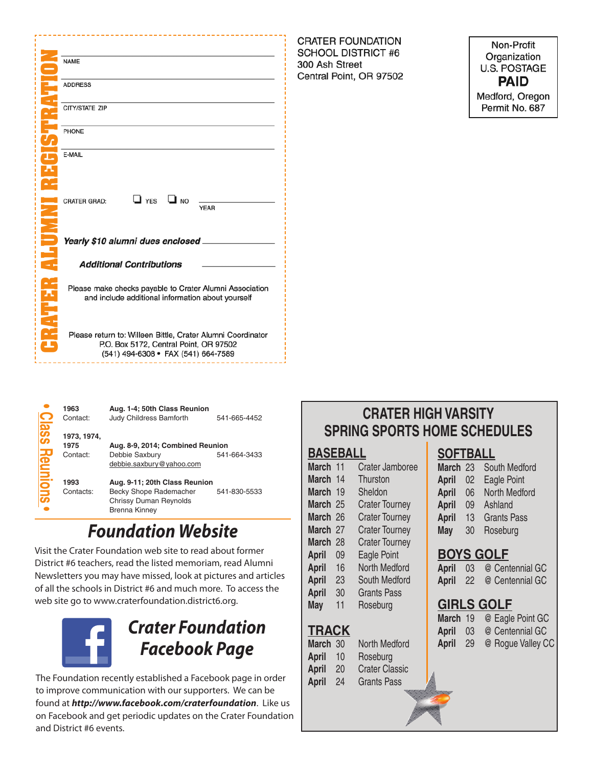## CRATER ALUMNI REGISTRATION

NAME

ADDRESS

CITY/STATE ZIP

PHONE

E-MAIL

CRATER GRAD: ❑ YES ❑ NO _______ YEAR

***Yearly $10 alumni dues enclosed*** _______

***Additional Contributions*** _______

Please make checks payable to Crater Alumni Association and include additional information about yourself

Please return to: Willeen Bittle, Crater Alumni Coordinator
P.O. Box 5172, Central Point, OR 97502
(541) 494-6308 • FAX (541) 664-7589

CRATER FOUNDATION
SCHOOL DISTRICT #6
300 Ash Street
Central Point, OR 97502

Non-Profit
Organization
U.S. POSTAGE
**PAID**
Medford, Oregon
Permit No. 687

## Class Reunions

| | | |
|---|---|---|
| **1963** | **Aug. 1-4; 50th Class Reunion** | |
| Contact: | Judy Childress Bamforth | 541-665-4452 |
| **1973, 1974, 1975** | **Aug. 8-9, 2014; Combined Reunion** | |
| Contact: | Debbie Saxbury<br>debbie.saxbury@yahoo.com | 541-664-3433 |
| **1993** | **Aug. 9-11; 20th Class Reunion** | |
| Contacts: | Becky Shope Rademacher<br>Chrissy Duman Reynolds<br>Brenna Kinney | 541-830-5533 |

## *Foundation Website*

Visit the Crater Foundation web site to read about former District #6 teachers, read the listed memoriam, read Alumni Newsletters you may have missed, look at pictures and articles of all the schools in District #6 and much more. To access the web site go to www.craterfoundation.district6.org.

## *Crater Foundation Facebook Page*

The Foundation recently established a Facebook page in order to improve communication with our supporters. We can be found at ***http://www.facebook.com/craterfoundation***. Like us on Facebook and get periodic updates on the Crater Foundation and District #6 events.

## CRATER HIGH VARSITY SPRING SPORTS HOME SCHEDULES

### BASEBALL

| | | |
|---|---|---|
| **March** | 11 | Crater Jamboree |
| **March** | 14 | Thurston |
| **March** | 19 | Sheldon |
| **March** | 25 | Crater Tourney |
| **March** | 26 | Crater Tourney |
| **March** | 27 | Crater Tourney |
| **March** | 28 | Crater Tourney |
| **April** | 09 | Eagle Point |
| **April** | 16 | North Medford |
| **April** | 23 | South Medford |
| **April** | 30 | Grants Pass |
| **May** | 11 | Roseburg |

### TRACK

| | | |
|---|---|---|
| **March** | 30 | North Medford |
| **April** | 10 | Roseburg |
| **April** | 20 | Crater Classic |
| **April** | 24 | Grants Pass |

### SOFTBALL

| | | |
|---|---|---|
| **March** | 23 | South Medford |
| **April** | 02 | Eagle Point |
| **April** | 06 | North Medford |
| **April** | 09 | Ashland |
| **April** | 13 | Grants Pass |
| **May** | 30 | Roseburg |

### BOYS GOLF

| | | |
|---|---|---|
| **April** | 03 | @ Centennial GC |
| **April** | 22 | @ Centennial GC |

### GIRLS GOLF

| | | |
|---|---|---|
| **March** | 19 | @ Eagle Point GC |
| **April** | 03 | @ Centennial GC |
| **April** | 29 | @ Rogue Valley CC |